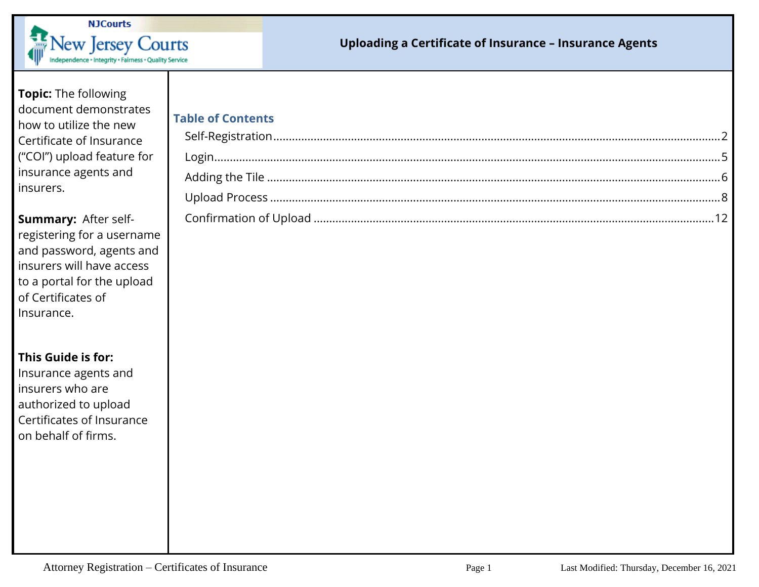# Uploading a Certificate of Insurance – Insurance Agents

**Topic:** The following document demonstrates how to utilize the new Certificate of Insurance ("COI") upload feature for insurance agents and insurers.

**Summary:** After self-registering for a username and password, agents and insurers will have access to a portal for the upload of Certificates of Insurance.

**This Guide is for:** Insurance agents and insurers who are authorized to upload Certificates of Insurance on behalf of firms.

## Table of Contents

- Self-Registration ........ 2
- Login ........ 5
- Adding the Tile ........ 6
- Upload Process ........ 8
- Confirmation of Upload ........ 12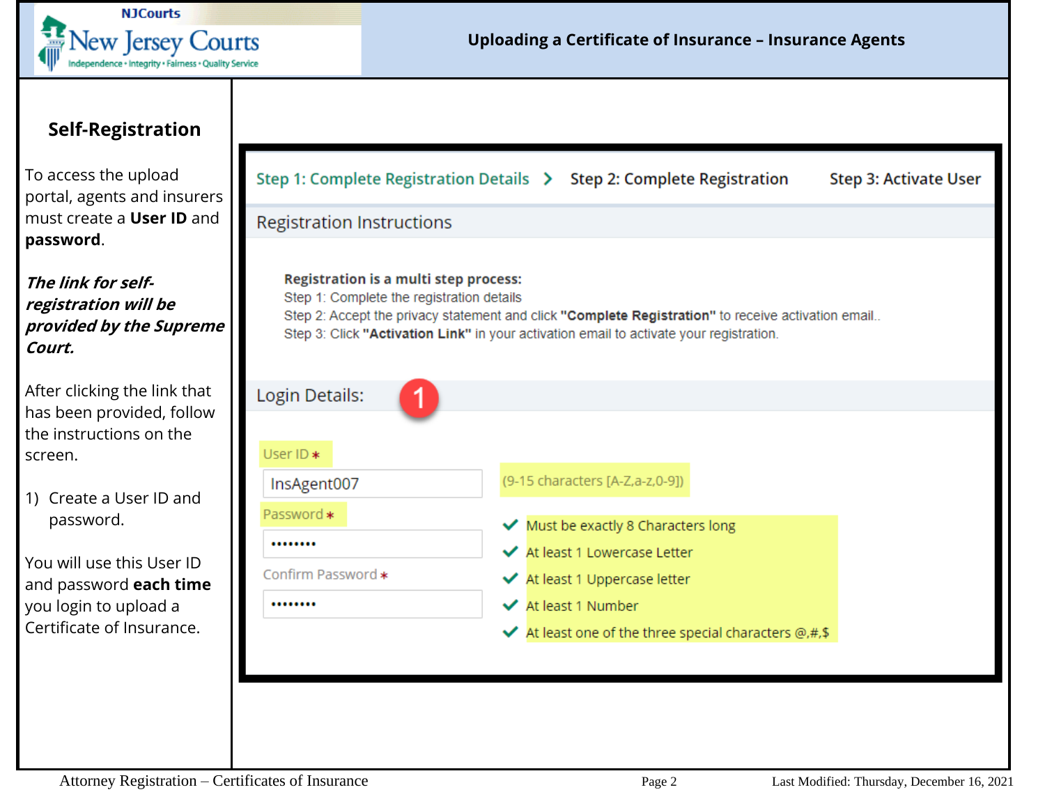## Self-Registration

To access the upload portal, agents and insurers must create a **User ID** and **password**.

***The link for self-registration will be provided by the Supreme Court.***

After clicking the link that has been provided, follow the instructions on the screen.

1) Create a User ID and password.

You will use this User ID and password **each time** you login to upload a Certificate of Insurance.

Step 1: Complete Registration Details > Step 2: Complete Registration Step 3: Activate User

Registration Instructions

**Registration is a multi step process:**
Step 1: Complete the registration details
Step 2: Accept the privacy statement and click **"Complete Registration"** to receive activation email..
Step 3: Click **"Activation Link"** in your activation email to activate your registration.

Login Details: 1

User ID *
InsAgent007
(9-15 characters [A-Z,a-z,0-9])

Password *
••••••••

Confirm Password *
••••••••

- ✓ Must be exactly 8 Characters long
- ✓ At least 1 Lowercase Letter
- ✓ At least 1 Uppercase letter
- ✓ At least 1 Number
- ✓ At least one of the three special characters @,#,$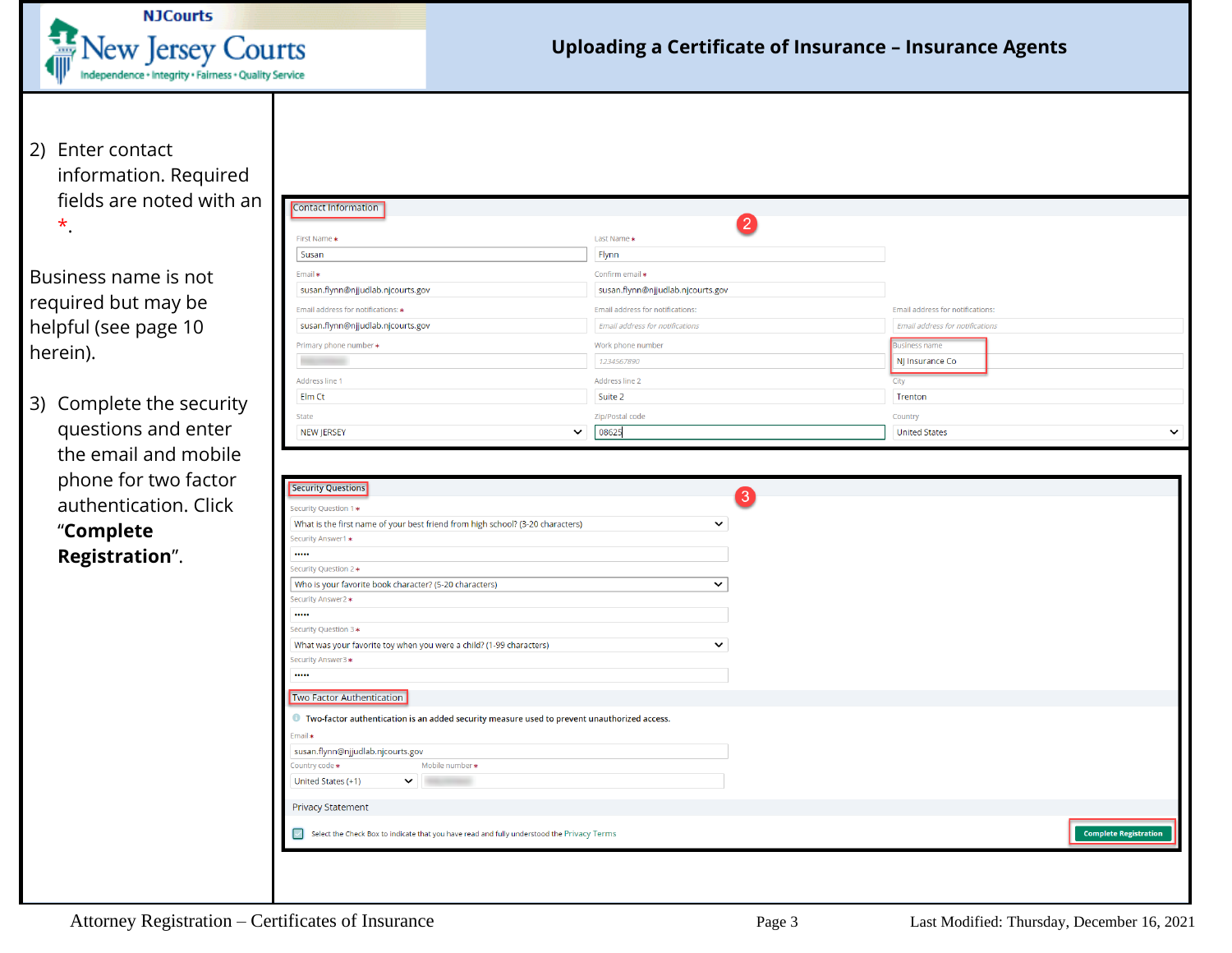2) Enter contact information. Required fields are noted with an *.

Business name is not required but may be helpful (see page 10 herein).

3) Complete the security questions and enter the email and mobile phone for two factor authentication. Click "**Complete Registration**".

Contact Information

First Name * Susan | Last Name * Flynn

Email * susan.flynn@njjudlab.njcourts.gov | Confirm email * susan.flynn@njjudlab.njcourts.gov

Email address for notifications: * susan.flynn@njjudlab.njcourts.gov | Email address for notifications: | Email address for notifications:

Primary phone number * | Work phone number 1234567890 | Business name NJ Insurance Co

Address line 1 Elm Ct | Address line 2 Suite 2 | City Trenton

State NEW JERSEY | Zip/Postal code 08625 | Country United States

Security Questions

Security Question 1 * What is the first name of your best friend from high school? (3-20 characters)

Security Answer 1 * •••••

Security Question 2 * Who is your favorite book character? (5-20 characters)

Security Answer 2 * •••••

Security Question 3 * What was your favorite toy when you were a child? (1-99 characters)

Security Answer 3 * •••••

Two Factor Authentication

Two-factor authentication is an added security measure used to prevent unauthorized access.

Email * susan.flynn@njjudlab.njcourts.gov

Country code * United States (+1) | Mobile number *

Privacy Statement

Select the Check Box to indicate that you have read and fully understood the Privacy Terms

Complete Registration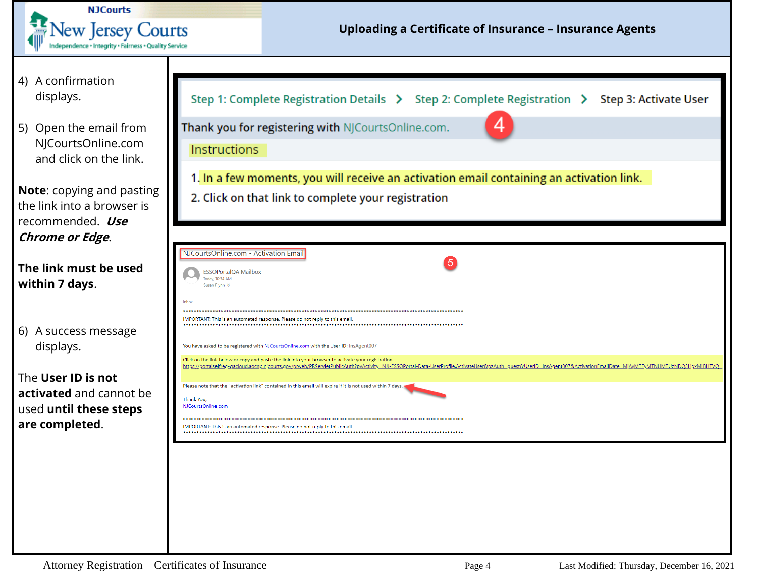# Uploading a Certificate of Insurance – Insurance Agents

4) A confirmation displays.

5) Open the email from NJCourtsOnline.com and click on the link.

**Note**: copying and pasting the link into a browser is recommended. ***Use Chrome or Edge***.

**The link must be used within 7 days**.

6) A success message displays.

The **User ID is not activated** and cannot be used **until these steps are completed**.

Step 1: Complete Registration Details > Step 2: Complete Registration > Step 3: Activate User

Thank you for registering with NJCourtsOnline.com.

Instructions

1. In a few moments, you will receive an activation email containing an activation link.
2. Click on that link to complete your registration

NJCourtsOnline.com - Activation Email

ESSOPortalQA Mailbox
Today, 10:34 AM
Susan Flynn

Inbox

IMPORTANT: This is an automated response. Please do not reply to this email.

You have asked to be registered with NJCourtsOnline.com with the User ID: InsAgent007

Click on the link below or copy and paste the link into your browser to activate your registration.
https://portalselfreg-qacloud.aocnp.njcourts.gov/prweb/PRServletPublicAuth?pyActivity=NJJ-ESSOPortal-Data-UserProfile.ActivateUser&pzAuth=guest&UserID=InsAgent007&ActivationEmailDate=MjAyMTEyMTNUMTUzNDQ3LjgxMiBHTVQ=

Please note that the "activation link" contained in this email will expire if it is not used within 7 days.

Thank You,
NJCourtsOnline.com

IMPORTANT: This is an automated response. Please do not reply to this email.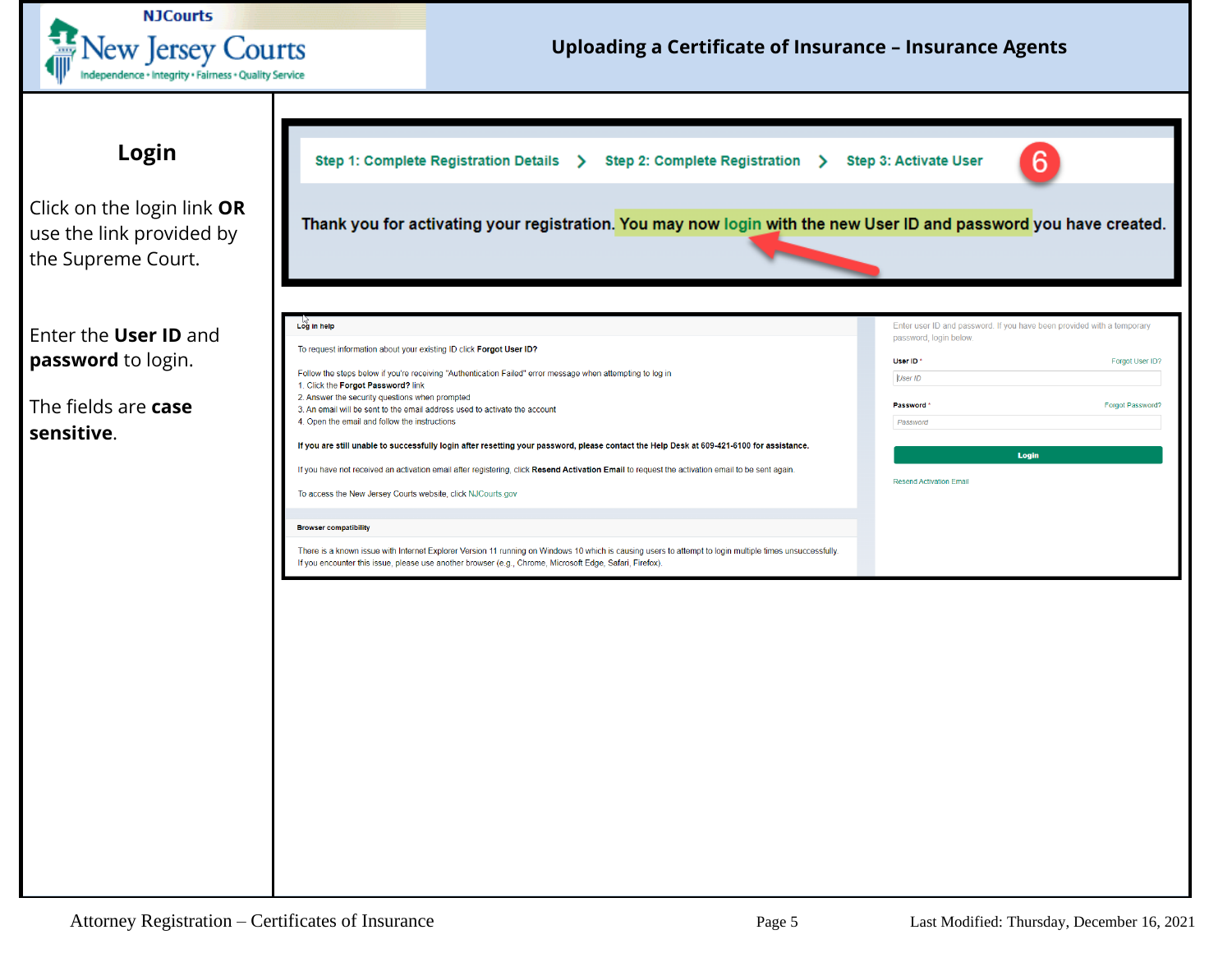## Login

Click on the login link **OR** use the link provided by the Supreme Court.

Enter the **User ID** and **password** to login.

The fields are **case sensitive**.

Step 1: Complete Registration Details > Step 2: Complete Registration > Step 3: Activate User

6

Thank you for activating your registration. You may now login with the new User ID and password you have created.

**Log in help**

To request information about your existing ID click **Forgot User ID?**

Follow the steps below if you're receiving "Authentication Failed" error message when attempting to log in

1. Click the **Forgot Password?** link
2. Answer the security questions when prompted
3. An email will be sent to the email address used to activate the account
4. Open the email and follow the instructions

**If you are still unable to successfully login after resetting your password, please contact the Help Desk at 609-421-6100 for assistance.**

If you have not received an activation email after registering, click **Resend Activation Email** to request the activation email to be sent again.

To access the New Jersey Courts website, click NJCourts.gov

**Browser compatibility**

There is a known issue with Internet Explorer Version 11 running on Windows 10 which is causing users to attempt to login multiple times unsuccessfully. If you encounter this issue, please use another browser (e.g., Chrome, Microsoft Edge, Safari, Firefox).

Enter user ID and password. If you have been provided with a temporary password, login below

User ID * — Forgot User ID?

Password * — Forgot Password?

Login

Resend Activation Email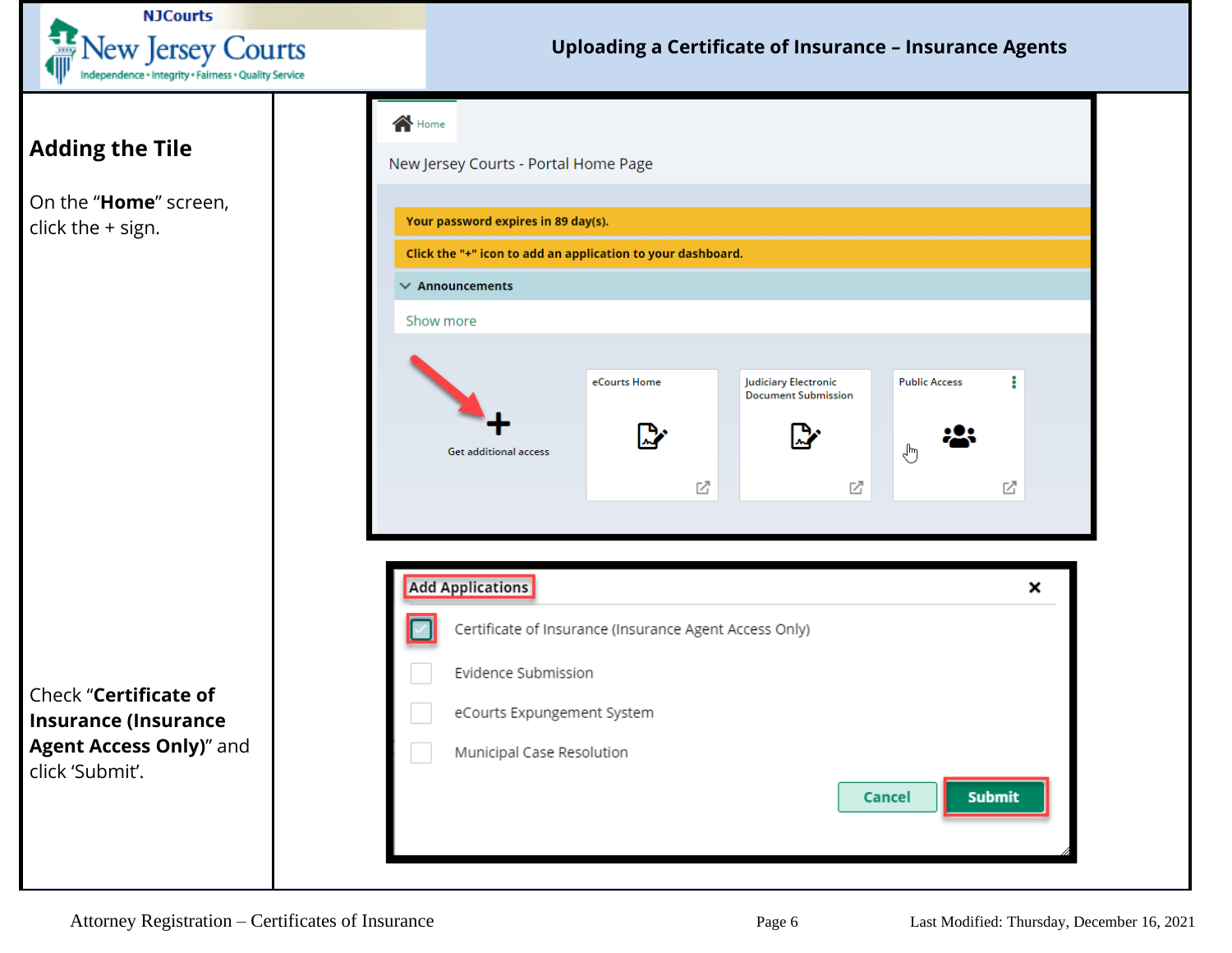## Adding the Tile

On the "**Home**" screen, click the + sign.

Check "**Certificate of Insurance (Insurance Agent Access Only)**" and click 'Submit'.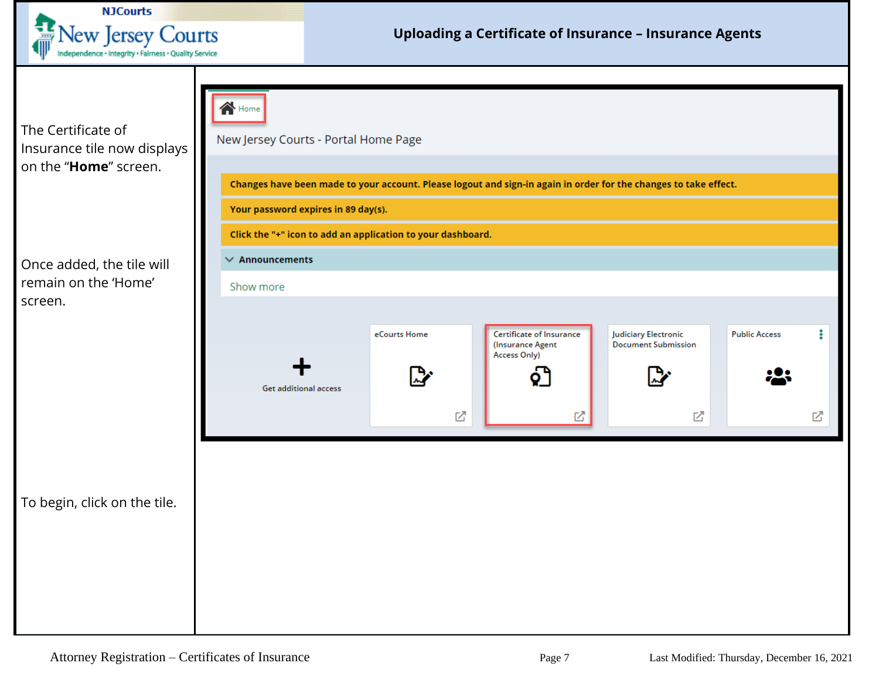# Uploading a Certificate of Insurance – Insurance Agents

The Certificate of Insurance tile now displays on the “**Home**” screen.

Once added, the tile will remain on the ‘Home’ screen.

To begin, click on the tile.

Home

New Jersey Courts - Portal Home Page

**Changes have been made to your account. Please logout and sign-in again in order for the changes to take effect.**

**Your password expires in 89 day(s).**

**Click the "+" icon to add an application to your dashboard.**

**Announcements**

Show more

Get additional access

eCourts Home

Certificate of Insurance (Insurance Agent Access Only)

Judiciary Electronic Document Submission

Public Access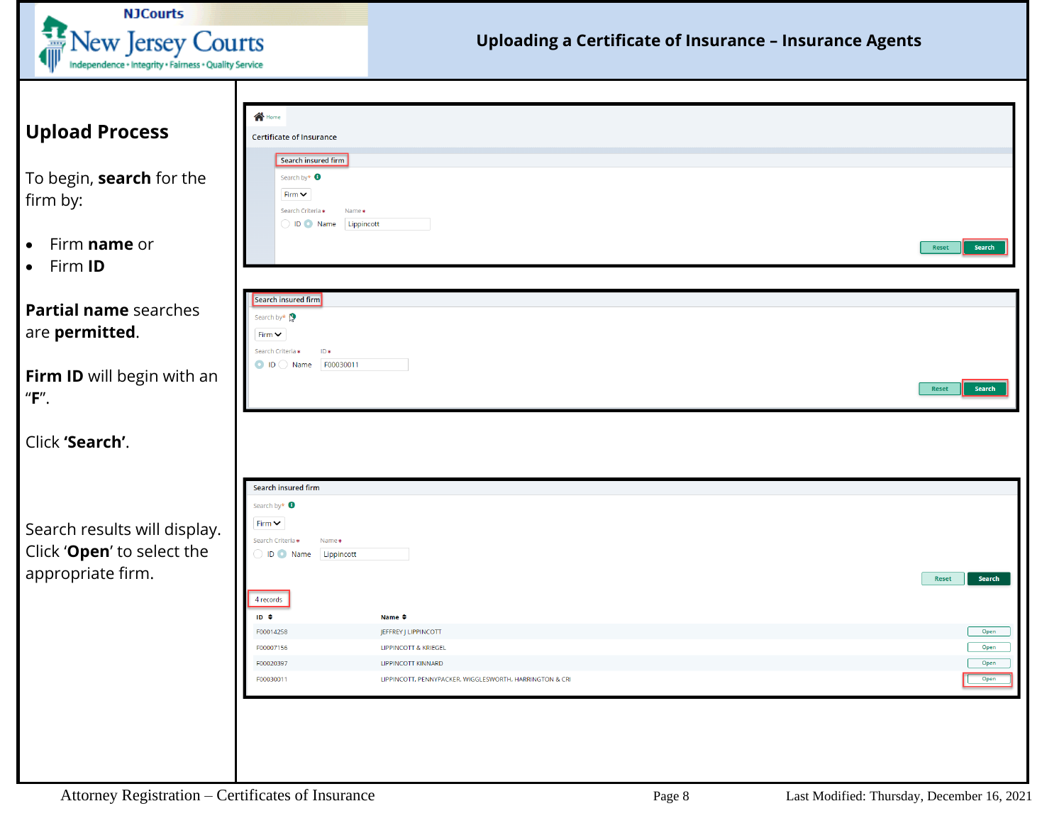## Upload Process

To begin, **search** for the firm by:

- Firm **name** or
- Firm **ID**

**Partial name** searches are **permitted**.

**Firm ID** will begin with an "**F**".

Click **'Search'**.

Home

Certificate of Insurance

Search insured firm

Search by*

Firm

Search Criteria* Name*

ID Name Lippincott

Reset Search

Search insured firm

Search by*

Firm

Search Criteria* ID*

ID Name F00030011

Reset Search

Search results will display. Click '**Open**' to select the appropriate firm.

Search insured firm

Search by*

Firm

Search Criteria* Name*

ID Name Lippincott

Reset Search

4 records

| ID | Name | |
|---|---|---|
| F00014258 | JEFFREY J LIPPINCOTT | Open |
| F00007156 | LIPPINCOTT & KRIEGEL | Open |
| F00020397 | LIPPINCOTT KINNARD | Open |
| F00030011 | LIPPINCOTT, PENNYPACKER, WIGGLESWORTH, HARRINGTON & CRI | Open |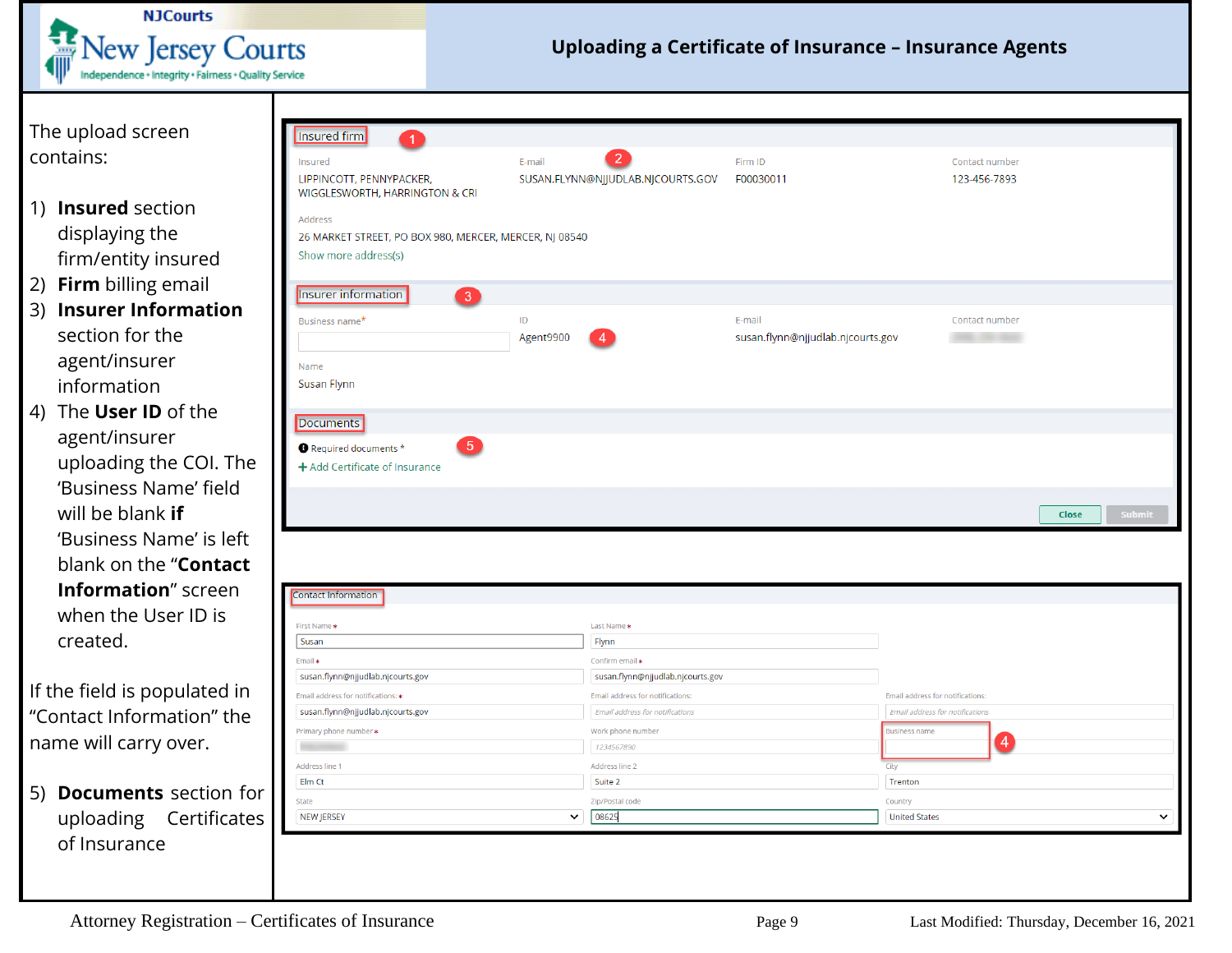# Uploading a Certificate of Insurance – Insurance Agents

The upload screen contains:

1) **Insured** section displaying the firm/entity insured
2) **Firm** billing email
3) **Insurer Information** section for the agent/insurer information
4) The **User ID** of the agent/insurer uploading the COI. The 'Business Name' field will be blank **if** 'Business Name' is left blank on the "**Contact Information**" screen when the User ID is created.

If the field is populated in "Contact Information" the name will carry over.

5) **Documents** section for uploading Certificates of Insurance

Insured firm (1)

| Insured | E-mail (2) | Firm ID | Contact number |
|---|---|---|---|
| LIPPINCOTT, PENNYPACKER, WIGGLESWORTH, HARRINGTON & CRI | SUSAN.FLYNN@NJJUDLAB.NJCOURTS.GOV | F00030011 | 123-456-7893 |

Address
26 MARKET STREET, PO BOX 980, MERCER, MERCER, NJ 08540
Show more address(s)

Insurer information (3)

| Business name* | ID | E-mail | Contact number |
|---|---|---|---|
| | Agent9900 (4) | susan.flynn@njjudlab.njcourts.gov | |

Name
Susan Flynn

Documents (5)

Required documents *
+ Add Certificate of Insurance

Close | Submit

Contact Information

| First Name* | Last Name* | |
|---|---|---|
| Susan | Flynn | |
| **Email*** | **Confirm email*** | |
| susan.flynn@njjudlab.njcourts.gov | susan.flynn@njjudlab.njcourts.gov | |
| **Email address for notifications:*** | **Email address for notifications:** | **Email address for notifications:** |
| susan.flynn@njjudlab.njcourts.gov | Email address for notifications | Email address for notifications |
| **Primary phone number*** | **Work phone number** | **Business name** (4) |
| | 1234567890 | |
| **Address line 1** | **Address line 2** | **City** |
| Elm Ct | Suite 2 | Trenton |
| **State** | **Zip/Postal code** | **Country** |
| NEW JERSEY | 08625 | United States |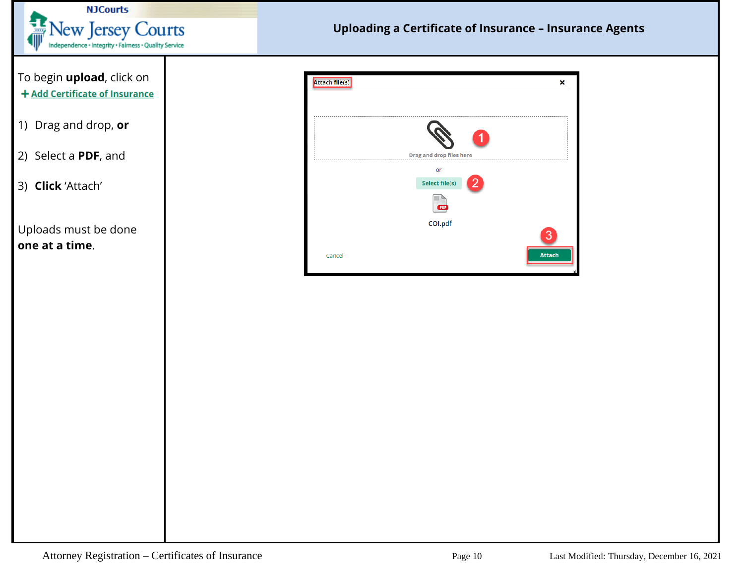# Uploading a Certificate of Insurance – Insurance Agents

To begin **upload**, click on **+ Add Certificate of Insurance**

1) Drag and drop, **or**

2) Select a **PDF**, and

3) **Click** 'Attach'

Uploads must be done **one at a time**.

Attach file(s)

Drag and drop files here

or

Select file(s)

COI.pdf

Cancel

Attach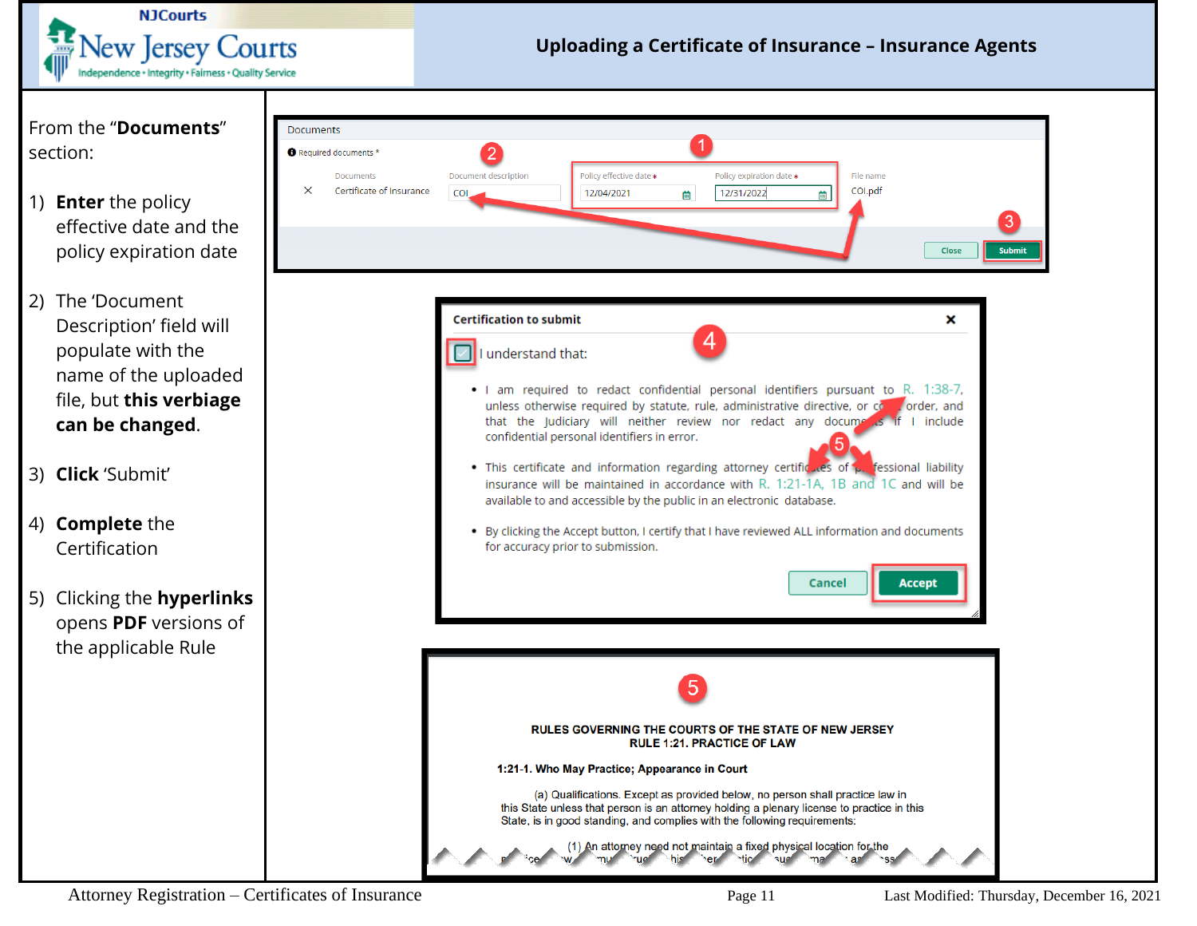# Uploading a Certificate of Insurance – Insurance Agents

From the "**Documents**" section:

1) **Enter** the policy effective date and the policy expiration date

2) The 'Document Description' field will populate with the name of the uploaded file, but **this verbiage can be changed**.

3) **Click** 'Submit'

4) **Complete** the Certification

5) Clicking the **hyperlinks** opens **PDF** versions of the applicable Rule

Documents

Required documents *

| Documents | Document description | Policy effective date * | Policy expiration date * | File name |
|---|---|---|---|---|
| Certificate of Insurance | COI | 12/04/2021 | 12/31/2022 | COI.pdf |

Close | Submit

**Certification to submit**

I understand that:

- I am required to redact confidential personal identifiers pursuant to R. 1:38-7, unless otherwise required by statute, rule, administrative directive, or court order, and that the Judiciary will neither review nor redact any documents if I include confidential personal identifiers in error.
- This certificate and information regarding attorney certificates of professional liability insurance will be maintained in accordance with R. 1:21-1A, 1B and 1C and will be available to and accessible by the public in an electronic database.
- By clicking the Accept button, I certify that I have reviewed ALL information and documents for accuracy prior to submission.

Cancel | Accept

RULES GOVERNING THE COURTS OF THE STATE OF NEW JERSEY
RULE 1:21. PRACTICE OF LAW

**1:21-1. Who May Practice; Appearance in Court**

(a) Qualifications. Except as provided below, no person shall practice law in this State unless that person is an attorney holding a plenary license to practice in this State, is in good standing, and complies with the following requirements:

(1) An attorney need not maintain a fixed physical location for the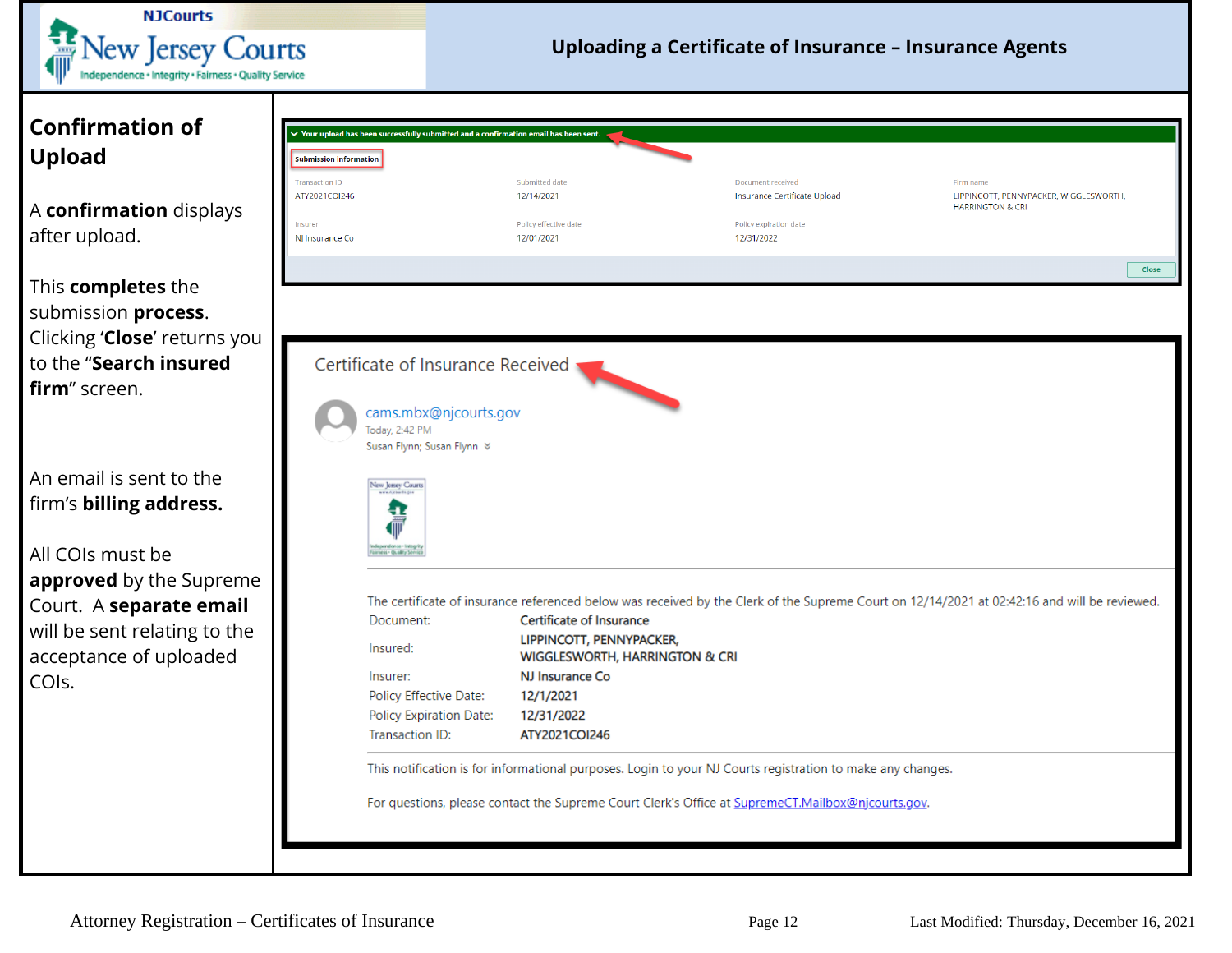# Uploading a Certificate of Insurance – Insurance Agents

## Confirmation of Upload

A **confirmation** displays after upload.

This **completes** the submission **process**. Clicking '**Close**' returns you to the "**Search insured firm**" screen.

Your upload has been successfully submitted and a confirmation email has been sent.

Submission information

| Transaction ID | Submitted date | Document received | Firm name |
|---|---|---|---|
| ATY2021COI246 | 12/14/2021 | Insurance Certificate Upload | LIPPINCOTT, PENNYPACKER, WIGGLESWORTH, HARRINGTON & CRI |
| **Insurer** | **Policy effective date** | **Policy expiration date** | |
| NJ Insurance Co | 12/01/2021 | 12/31/2022 | |

Close

An email is sent to the firm's **billing address.**

All COIs must be **approved** by the Supreme Court. A **separate email** will be sent relating to the acceptance of uploaded COIs.

Certificate of Insurance Received

cams.mbx@njcourts.gov
Today, 2:42 PM
Susan Flynn; Susan Flynn

The certificate of insurance referenced below was received by the Clerk of the Supreme Court on 12/14/2021 at 02:42:16 and will be reviewed.

| | |
|---|---|
| Document: | Certificate of Insurance |
| Insured: | LIPPINCOTT, PENNYPACKER, WIGGLESWORTH, HARRINGTON & CRI |
| Insurer: | NJ Insurance Co |
| Policy Effective Date: | 12/1/2021 |
| Policy Expiration Date: | 12/31/2022 |
| Transaction ID: | ATY2021COI246 |

This notification is for informational purposes. Login to your NJ Courts registration to make any changes.

For questions, please contact the Supreme Court Clerk's Office at SupremeCT.Mailbox@njcourts.gov.